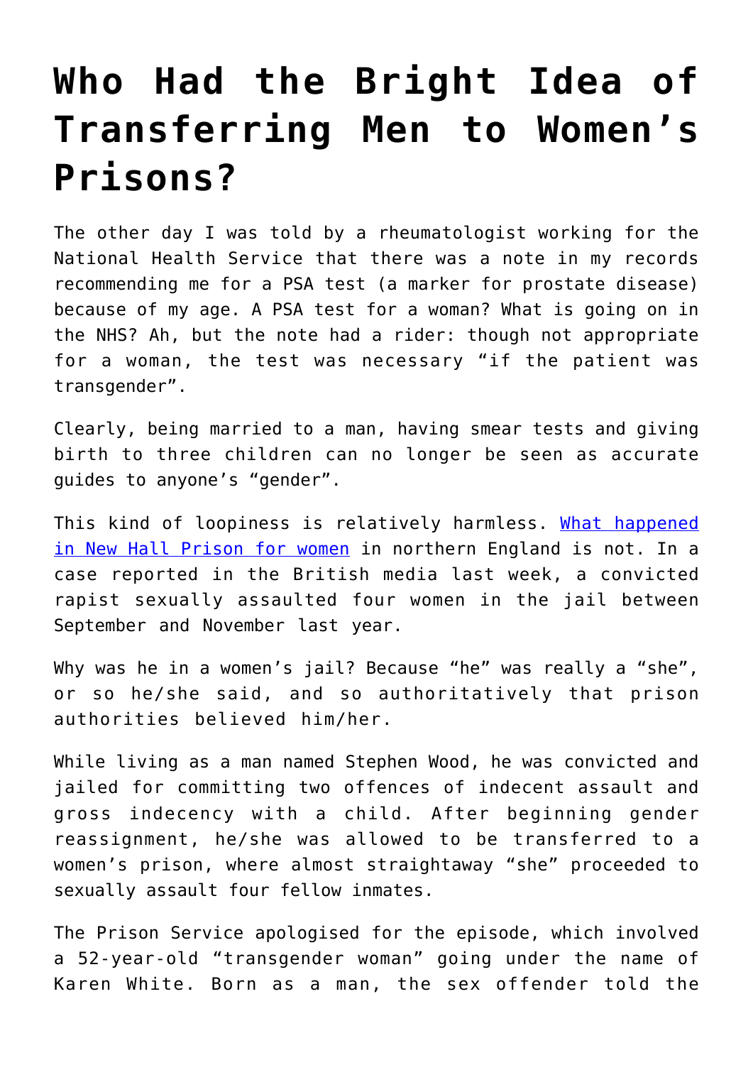# Who Had the Bright Idea of Transferring Men to Women's Prisons?

The other day I was told by a rheumatologist working for the National Health Service that there was a note in my records recommending me for a PSA test (a marker for prostate disease) because of my age. A PSA test for a woman? What is going on in the NHS? Ah, but the note had a rider: though not appropriate for a woman, the test was necessary "if the patient was transgender".

Clearly, being married to a man, having smear tests and giving birth to three children can no longer be seen as accurate guides to anyone's "gender".

This kind of loopiness is relatively harmless. [What happened in New Hall Prison for women]() in northern England is not. In a case reported in the British media last week, a convicted rapist sexually assaulted four women in the jail between September and November last year.

Why was he in a women's jail? Because "he" was really a "she", or so he/she said, and so authoritatively that prison authorities believed him/her.

While living as a man named Stephen Wood, he was convicted and jailed for committing two offences of indecent assault and gross indecency with a child. After beginning gender reassignment, he/she was allowed to be transferred to a women's prison, where almost straightaway "she" proceeded to sexually assault four fellow inmates.

The Prison Service apologised for the episode, which involved a 52-year-old "transgender woman" going under the name of Karen White. Born as a man, the sex offender told the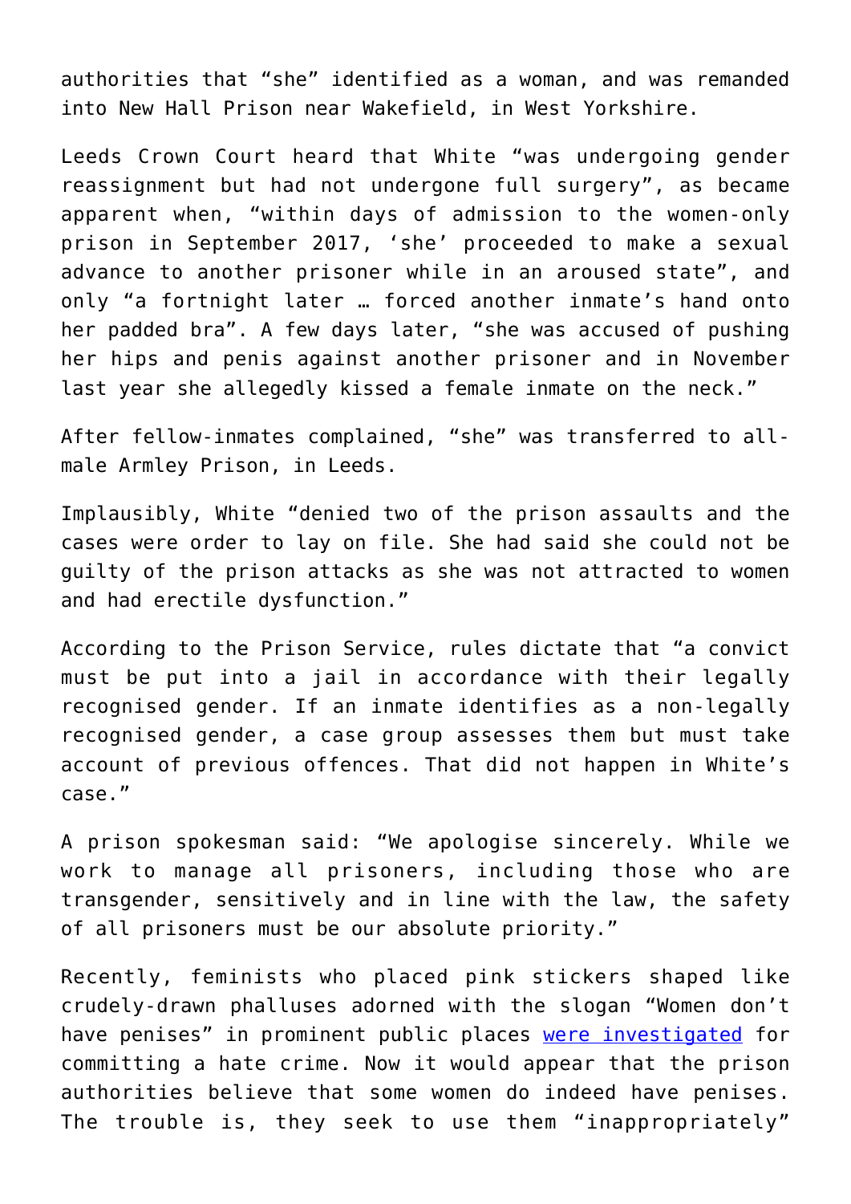authorities that "she" identified as a woman, and was remanded into New Hall Prison near Wakefield, in West Yorkshire.

Leeds Crown Court heard that White "was undergoing gender reassignment but had not undergone full surgery", as became apparent when, "within days of admission to the women-only prison in September 2017, 'she' proceeded to make a sexual advance to another prisoner while in an aroused state", and only "a fortnight later … forced another inmate's hand onto her padded bra". A few days later, "she was accused of pushing her hips and penis against another prisoner and in November last year she allegedly kissed a female inmate on the neck."

After fellow-inmates complained, "she" was transferred to all-male Armley Prison, in Leeds.

Implausibly, White "denied two of the prison assaults and the cases were order to lay on file. She had said she could not be guilty of the prison attacks as she was not attracted to women and had erectile dysfunction."

According to the Prison Service, rules dictate that "a convict must be put into a jail in accordance with their legally recognised gender. If an inmate identifies as a non-legally recognised gender, a case group assesses them but must take account of previous offences. That did not happen in White's case."

A prison spokesman said: "We apologise sincerely. While we work to manage all prisoners, including those who are transgender, sensitively and in line with the law, the safety of all prisoners must be our absolute priority."

Recently, feminists who placed pink stickers shaped like crudely-drawn phalluses adorned with the slogan "Women don't have penises" in prominent public places were investigated for committing a hate crime. Now it would appear that the prison authorities believe that some women do indeed have penises. The trouble is, they seek to use them "inappropriately"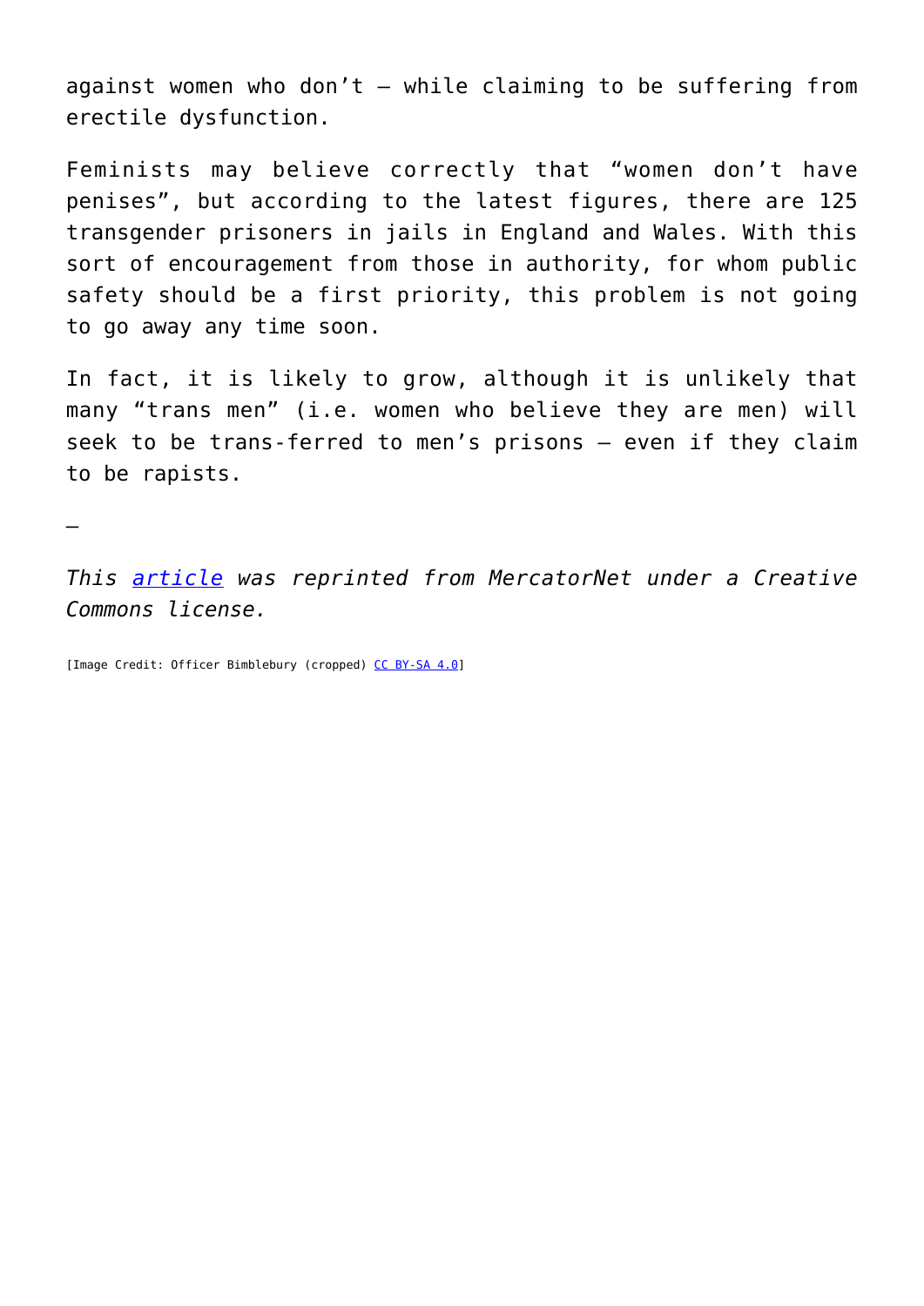against women who don't – while claiming to be suffering from erectile dysfunction.

Feminists may believe correctly that "women don't have penises", but according to the latest figures, there are 125 transgender prisoners in jails in England and Wales. With this sort of encouragement from those in authority, for whom public safety should be a first priority, this problem is not going to go away any time soon.

In fact, it is likely to grow, although it is unlikely that many "trans men" (i.e. women who believe they are men) will seek to be trans-ferred to men's prisons – even if they claim to be rapists.

—

*This article was reprinted from MercatorNet under a Creative Commons license.*

[Image Credit: Officer Bimblebury (cropped) CC BY-SA 4.0]